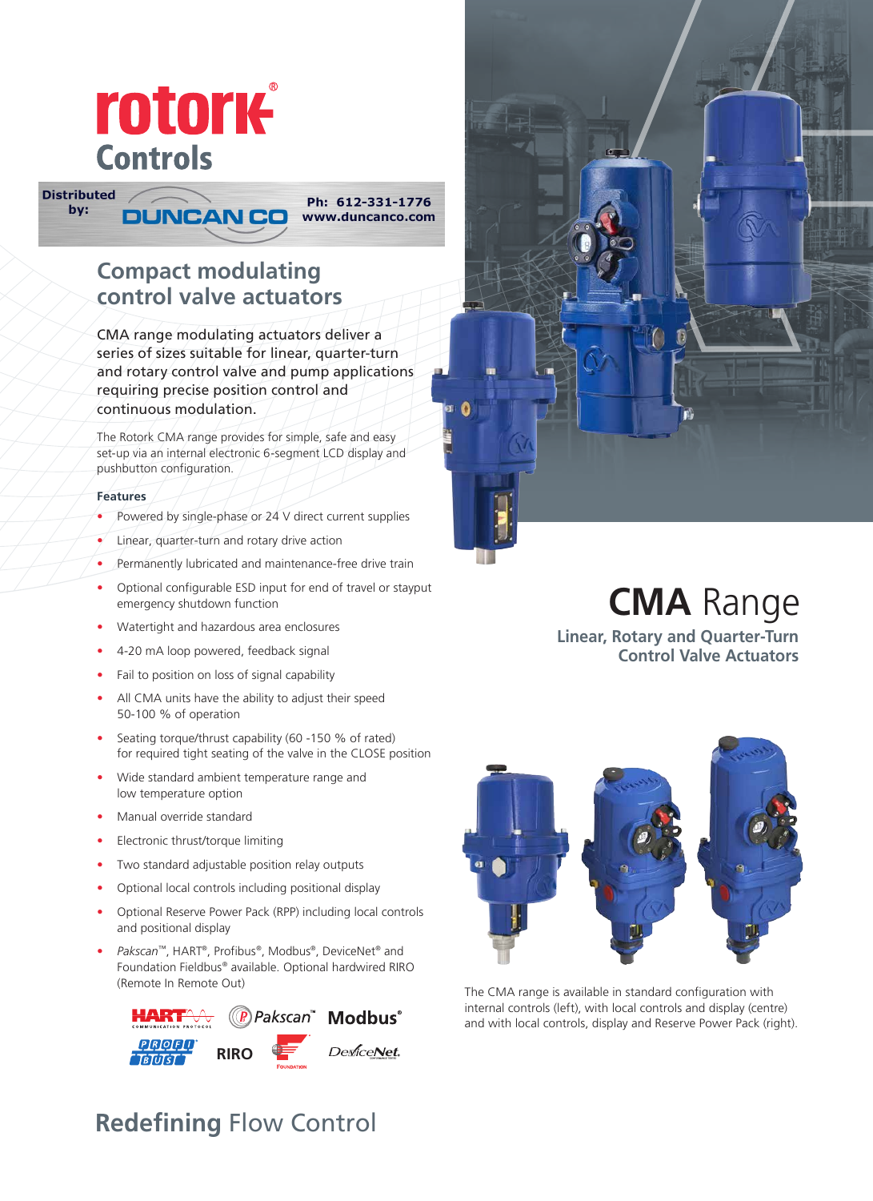rotork Controls

Distributed by: DUNCAN CO Ph: 612-331-1776 www.duncanco.com

# Compact modulating control valve actuators

CMA range modulating actuators deliver a series of sizes suitable for linear, quarter-turn and rotary control valve and pump applications requiring precise position control and continuous modulation.

The Rotork CMA range provides for simple, safe and easy set-up via an internal electronic 6-segment LCD display and pushbutton configuration.

### Features

- Powered by single-phase or 24 V direct current supplies
- Linear, quarter-turn and rotary drive action
- Permanently lubricated and maintenance-free drive train
- Optional configurable ESD input for end of travel or stayput emergency shutdown function
- Watertight and hazardous area enclosures
- 4-20 mA loop powered, feedback signal
- Fail to position on loss of signal capability
- All CMA units have the ability to adjust their speed 50-100 % of operation
- Seating torque/thrust capability (60 -150 % of rated) for required tight seating of the valve in the CLOSE position
- Wide standard ambient temperature range and low temperature option
- Manual override standard
- Electronic thrust/torque limiting
- Two standard adjustable position relay outputs
- Optional local controls including positional display
- Optional Reserve Power Pack (RPP) including local controls and positional display
- *Pakscan*™, HART®, Profibus®, Modbus®, DeviceNet® and Foundation Fieldbus® available. Optional hardwired RIRO (Remote In Remote Out)

HART Pakscan™ Modbus® PROFIBUS RIRO FOUNDATION DeviceNet

# **CMA** Range

## Linear, Rotary and Quarter-Turn Control Valve Actuators

The CMA range is available in standard configuration with internal controls (left), with local controls and display (centre) and with local controls, display and Reserve Power Pack (right).

**Redefining** Flow Control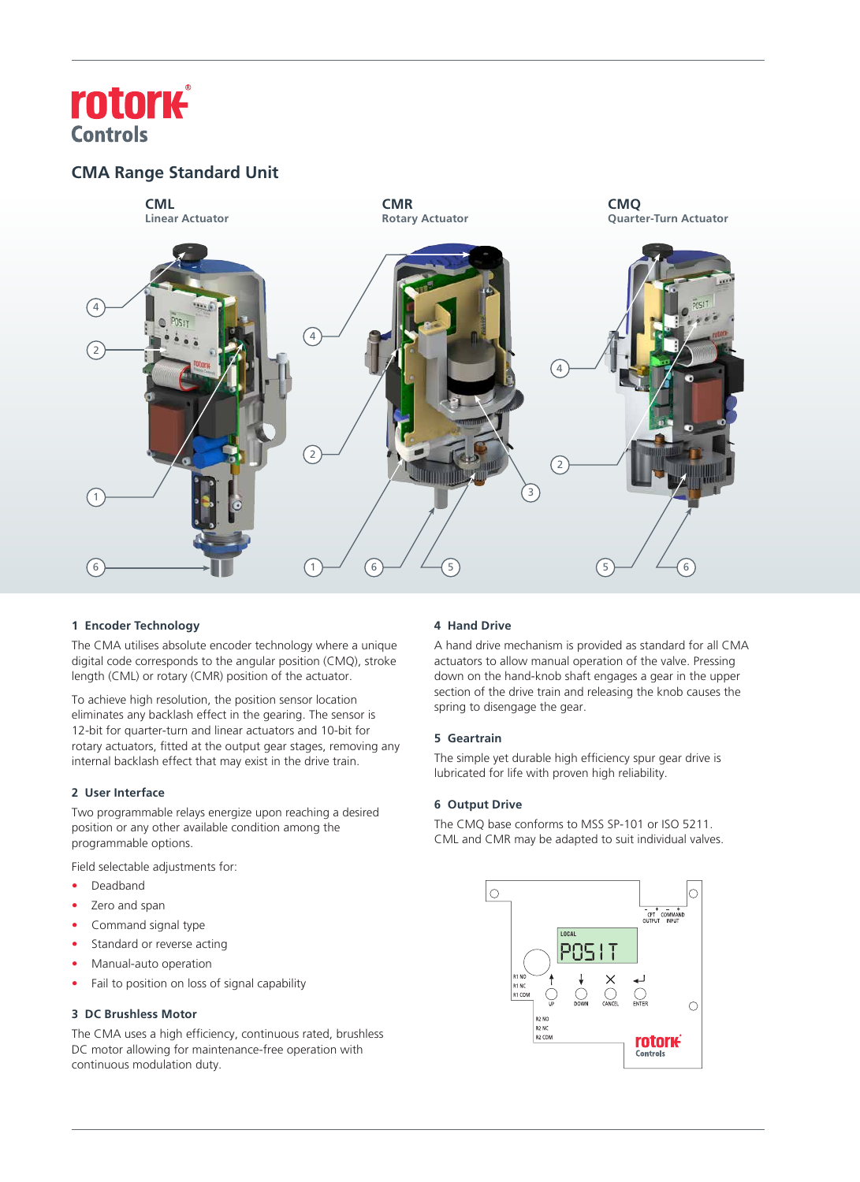# rotork Controls

## CMA Range Standard Unit

**CML**
Linear Actuator

**CMR**
Rotary Actuator

**CMQ**
Quarter-Turn Actuator

### 1 Encoder Technology

The CMA utilises absolute encoder technology where a unique digital code corresponds to the angular position (CMQ), stroke length (CML) or rotary (CMR) position of the actuator.

To achieve high resolution, the position sensor location eliminates any backlash effect in the gearing. The sensor is 12-bit for quarter-turn and linear actuators and 10-bit for rotary actuators, fitted at the output gear stages, removing any internal backlash effect that may exist in the drive train.

### 2 User Interface

Two programmable relays energize upon reaching a desired position or any other available condition among the programmable options.

Field selectable adjustments for:

- Deadband
- Zero and span
- Command signal type
- Standard or reverse acting
- Manual-auto operation
- Fail to position on loss of signal capability

### 3 DC Brushless Motor

The CMA uses a high efficiency, continuous rated, brushless DC motor allowing for maintenance-free operation with continuous modulation duty.

### 4 Hand Drive

A hand drive mechanism is provided as standard for all CMA actuators to allow manual operation of the valve. Pressing down on the hand-knob shaft engages a gear in the upper section of the drive train and releasing the knob causes the spring to disengage the gear.

### 5 Geartrain

The simple yet durable high efficiency spur gear drive is lubricated for life with proven high reliability.

### 6 Output Drive

The CMQ base conforms to MSS SP-101 or ISO 5211. CML and CMR may be adapted to suit individual valves.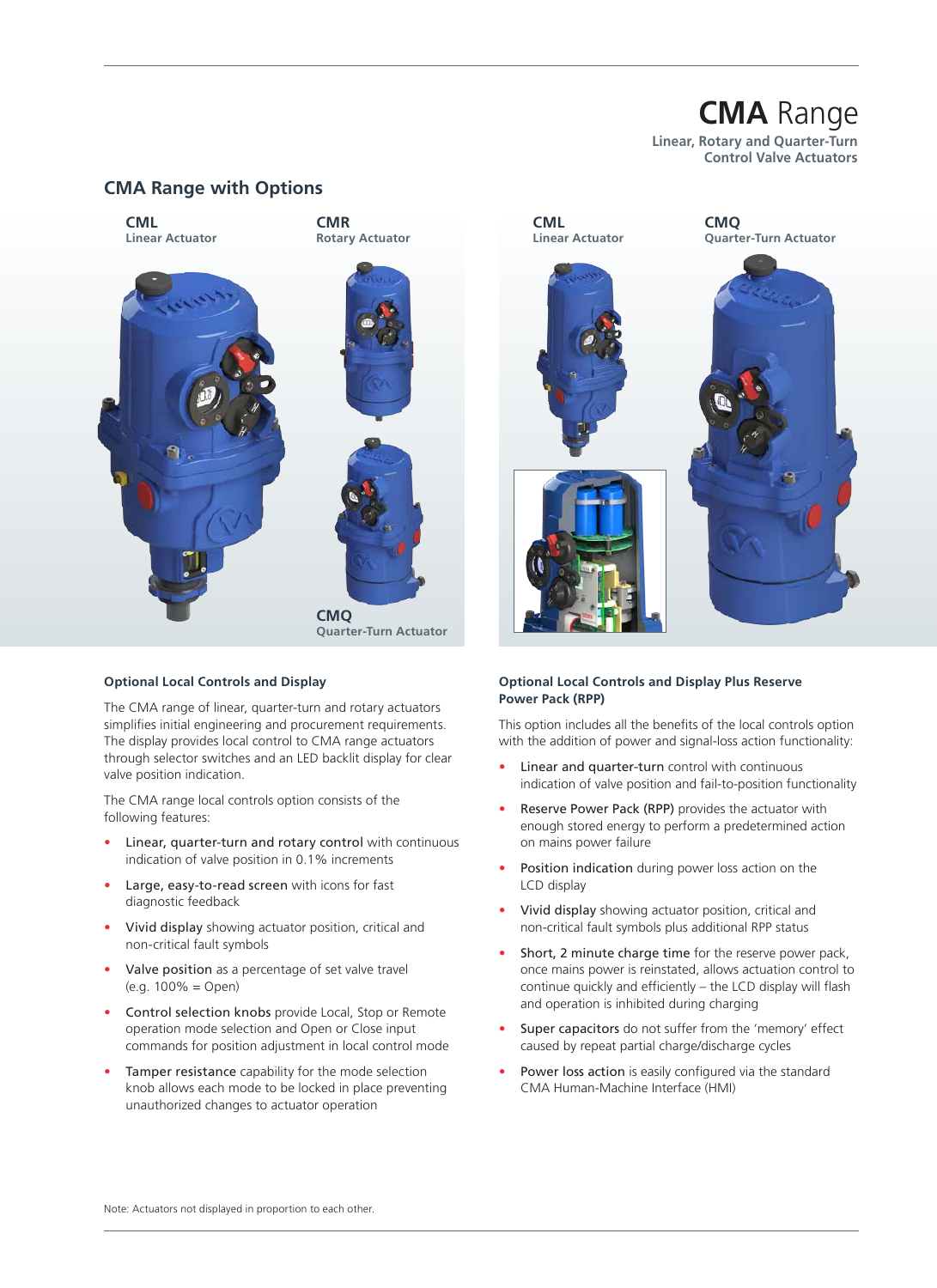# CMA Range

**Linear, Rotary and Quarter-Turn Control Valve Actuators**

## CMA Range with Options

**CML**
Linear Actuator

**CMR**
Rotary Actuator

**CMQ**
Quarter-Turn Actuator

**CML**
Linear Actuator

**CMQ**
Quarter-Turn Actuator

### Optional Local Controls and Display

The CMA range of linear, quarter-turn and rotary actuators simplifies initial engineering and procurement requirements. The display provides local control to CMA range actuators through selector switches and an LED backlit display for clear valve position indication.

The CMA range local controls option consists of the following features:

- **Linear, quarter-turn and rotary control** with continuous indication of valve position in 0.1% increments
- **Large, easy-to-read screen** with icons for fast diagnostic feedback
- **Vivid display** showing actuator position, critical and non-critical fault symbols
- **Valve position** as a percentage of set valve travel (e.g. 100% = Open)
- **Control selection knobs** provide Local, Stop or Remote operation mode selection and Open or Close input commands for position adjustment in local control mode
- **Tamper resistance** capability for the mode selection knob allows each mode to be locked in place preventing unauthorized changes to actuator operation

### Optional Local Controls and Display Plus Reserve Power Pack (RPP)

This option includes all the benefits of the local controls option with the addition of power and signal-loss action functionality:

- **Linear and quarter-turn** control with continuous indication of valve position and fail-to-position functionality
- **Reserve Power Pack (RPP)** provides the actuator with enough stored energy to perform a predetermined action on mains power failure
- **Position indication** during power loss action on the LCD display
- **Vivid display** showing actuator position, critical and non-critical fault symbols plus additional RPP status
- **Short, 2 minute charge time** for the reserve power pack, once mains power is reinstated, allows actuation control to continue quickly and efficiently – the LCD display will flash and operation is inhibited during charging
- **Super capacitors** do not suffer from the 'memory' effect caused by repeat partial charge/discharge cycles
- **Power loss action** is easily configured via the standard CMA Human-Machine Interface (HMI)

Note: Actuators not displayed in proportion to each other.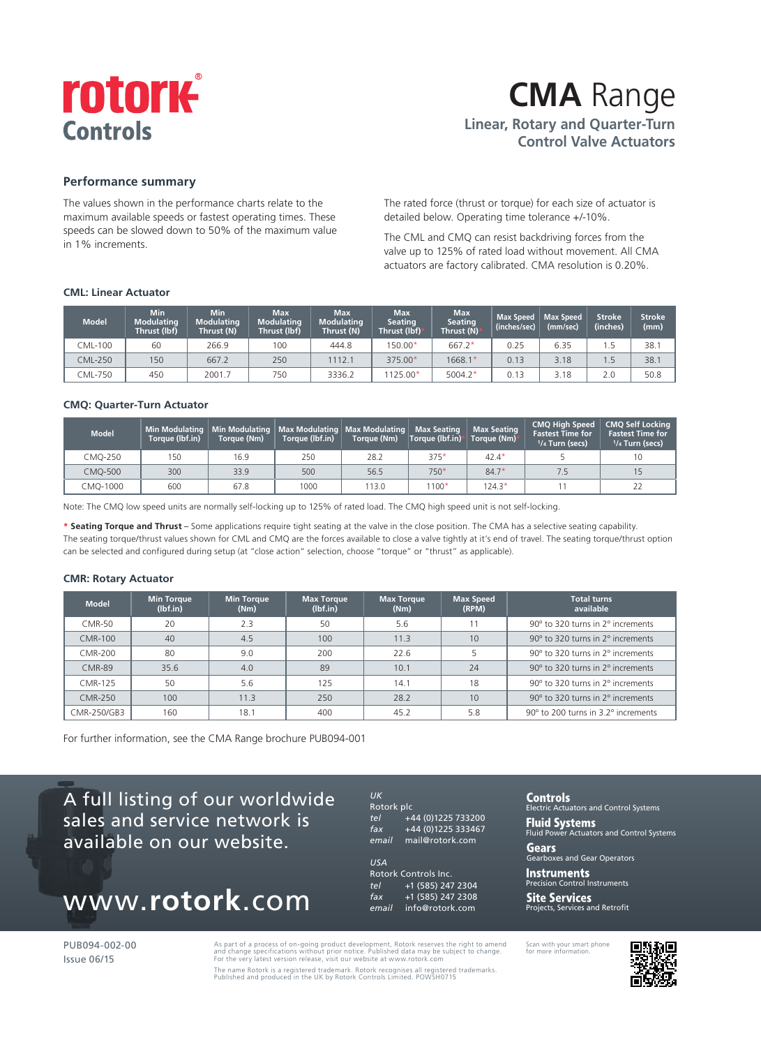# CMA Range

## Linear, Rotary and Quarter-Turn Control Valve Actuators

rotork Controls

### Performance summary

The values shown in the performance charts relate to the maximum available speeds or fastest operating times. These speeds can be slowed down to 50% of the maximum value in 1% increments.

The rated force (thrust or torque) for each size of actuator is detailed below. Operating time tolerance +/-10%.

The CML and CMQ can resist backdriving forces from the valve up to 125% of rated load without movement. All CMA actuators are factory calibrated. CMA resolution is 0.20%.

#### CML: Linear Actuator

| Model | Min Modulating Thrust (lbf) | Min Modulating Thrust (N) | Max Modulating Thrust (lbf) | Max Modulating Thrust (N) | Max Seating Thrust (lbf)* | Max Seating Thrust (N)* | Max Speed (inches/sec) | Max Speed (mm/sec) | Stroke (inches) | Stroke (mm) |
|---|---|---|---|---|---|---|---|---|---|---|
| CML-100 | 60 | 266.9 | 100 | 444.8 | 150.00* | 667.2* | 0.25 | 6.35 | 1.5 | 38.1 |
| CML-250 | 150 | 667.2 | 250 | 1112.1 | 375.00* | 1668.1* | 0.13 | 3.18 | 1.5 | 38.1 |
| CML-750 | 450 | 2001.7 | 750 | 3336.2 | 1125.00* | 5004.2* | 0.13 | 3.18 | 2.0 | 50.8 |

#### CMQ: Quarter-Turn Actuator

| Model | Min Modulating Torque (lbf.in) | Min Modulating Torque (Nm) | Max Modulating Torque (lbf.in) | Max Modulating Torque (Nm) | Max Seating Torque (lbf.in)* | Max Seating Torque (Nm)* | CMQ High Speed Fastest Time for ¼ Turn (secs) | CMQ Self Locking Fastest Time for ¼ Turn (secs) |
|---|---|---|---|---|---|---|---|---|
| CMQ-250 | 150 | 16.9 | 250 | 28.2 | 375* | 42.4* | 5 | 10 |
| CMQ-500 | 300 | 33.9 | 500 | 56.5 | 750* | 84.7* | 7.5 | 15 |
| CMQ-1000 | 600 | 67.8 | 1000 | 113.0 | 1100* | 124.3* | 11 | 22 |

Note: The CMQ low speed units are normally self-locking up to 125% of rated load. The CMQ high speed unit is not self-locking.

* **Seating Torque and Thrust** – Some applications require tight seating at the valve in the close position. The CMA has a selective seating capability. The seating torque/thrust values shown for CML and CMQ are the forces available to close a valve tightly at it's end of travel. The seating torque/thrust option can be selected and configured during setup (at "close action" selection, choose "torque" or "thrust" as applicable).

#### CMR: Rotary Actuator

| Model | Min Torque (lbf.in) | Min Torque (Nm) | Max Torque (lbf.in) | Max Torque (Nm) | Max Speed (RPM) | Total turns available |
|---|---|---|---|---|---|---|
| CMR-50 | 20 | 2.3 | 50 | 5.6 | 11 | 90° to 320 turns in 2° increments |
| CMR-100 | 40 | 4.5 | 100 | 11.3 | 10 | 90° to 320 turns in 2° increments |
| CMR-200 | 80 | 9.0 | 200 | 22.6 | 5 | 90° to 320 turns in 2° increments |
| CMR-89 | 35.6 | 4.0 | 89 | 10.1 | 24 | 90° to 320 turns in 2° increments |
| CMR-125 | 50 | 5.6 | 125 | 14.1 | 18 | 90° to 320 turns in 2° increments |
| CMR-250 | 100 | 11.3 | 250 | 28.2 | 10 | 90° to 320 turns in 2° increments |
| CMR-250/GB3 | 160 | 18.1 | 400 | 45.2 | 5.8 | 90° to 200 turns in 3.2° increments |

For further information, see the CMA Range brochure PUB094-001

A full listing of our worldwide sales and service network is available on our website.

www.rotork.com

*UK*
Rotork plc
*tel* +44 (0)1225 733200
*fax* +44 (0)1225 333467
*email* mail@rotork.com

*USA*
Rotork Controls Inc.
*tel* +1 (585) 247 2304
*fax* +1 (585) 247 2308
*email* info@rotork.com

**Controls**
Electric Actuators and Control Systems

**Fluid Systems**
Fluid Power Actuators and Control Systems

**Gears**
Gearboxes and Gear Operators

**Instruments**
Precision Control Instruments

**Site Services**
Projects, Services and Retrofit

PUB094-002-00
Issue 06/15

As part of a process of on-going product development, Rotork reserves the right to amend and change specifications without prior notice. Published data may be subject to change. For the very latest version release, visit our website at www.rotork.com

The name Rotork is a registered trademark. Rotork recognises all registered trademarks. Published and produced in the UK by Rotork Controls Limited. POWSH0715

Scan with your smart phone for more information.